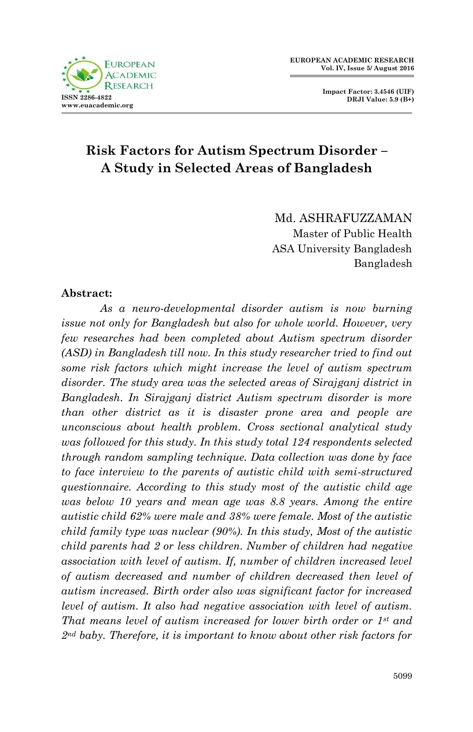# Risk Factors for Autism Spectrum Disorder – A Study in Selected Areas of Bangladesh

Md. ASHRAFUZZAMAN
Master of Public Health
ASA University Bangladesh
Bangladesh

**Abstract:**

*As a neuro-developmental disorder autism is now burning issue not only for Bangladesh but also for whole world. However, very few researches had been completed about Autism spectrum disorder (ASD) in Bangladesh till now. In this study researcher tried to find out some risk factors which might increase the level of autism spectrum disorder. The study area was the selected areas of Sirajganj district in Bangladesh. In Sirajganj district Autism spectrum disorder is more than other district as it is disaster prone area and people are unconscious about health problem. Cross sectional analytical study was followed for this study. In this study total 124 respondents selected through random sampling technique. Data collection was done by face to face interview to the parents of autistic child with semi-structured questionnaire. According to this study most of the autistic child age was below 10 years and mean age was 8.8 years. Among the entire autistic child 62% were male and 38% were female. Most of the autistic child family type was nuclear (90%). In this study, Most of the autistic child parents had 2 or less children. Number of children had negative association with level of autism. If, number of children increased level of autism decreased and number of children decreased then level of autism increased. Birth order also was significant factor for increased level of autism. It also had negative association with level of autism. That means level of autism increased for lower birth order or 1st and 2nd baby. Therefore, it is important to know about other risk factors for*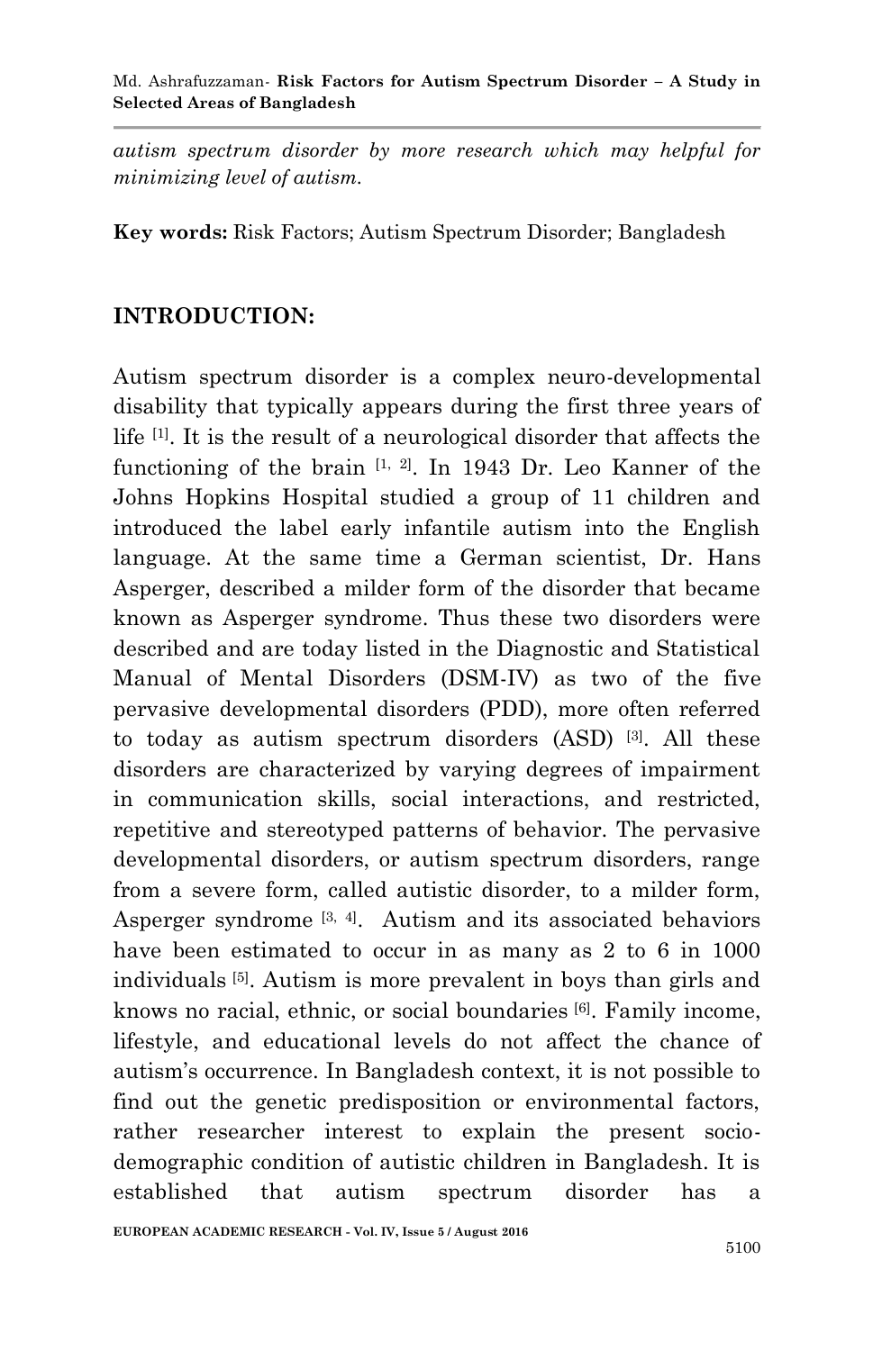*autism spectrum disorder by more research which may helpful for minimizing level of autism.*

**Key words:** Risk Factors; Autism Spectrum Disorder; Bangladesh

## INTRODUCTION:

Autism spectrum disorder is a complex neuro-developmental disability that typically appears during the first three years of life [1]. It is the result of a neurological disorder that affects the functioning of the brain [1, 2]. In 1943 Dr. Leo Kanner of the Johns Hopkins Hospital studied a group of 11 children and introduced the label early infantile autism into the English language. At the same time a German scientist, Dr. Hans Asperger, described a milder form of the disorder that became known as Asperger syndrome. Thus these two disorders were described and are today listed in the Diagnostic and Statistical Manual of Mental Disorders (DSM-IV) as two of the five pervasive developmental disorders (PDD), more often referred to today as autism spectrum disorders (ASD) [3]. All these disorders are characterized by varying degrees of impairment in communication skills, social interactions, and restricted, repetitive and stereotyped patterns of behavior. The pervasive developmental disorders, or autism spectrum disorders, range from a severe form, called autistic disorder, to a milder form, Asperger syndrome [3, 4]. Autism and its associated behaviors have been estimated to occur in as many as 2 to 6 in 1000 individuals [5]. Autism is more prevalent in boys than girls and knows no racial, ethnic, or social boundaries [6]. Family income, lifestyle, and educational levels do not affect the chance of autism's occurrence. In Bangladesh context, it is not possible to find out the genetic predisposition or environmental factors, rather researcher interest to explain the present socio-demographic condition of autistic children in Bangladesh. It is established that autism spectrum disorder has a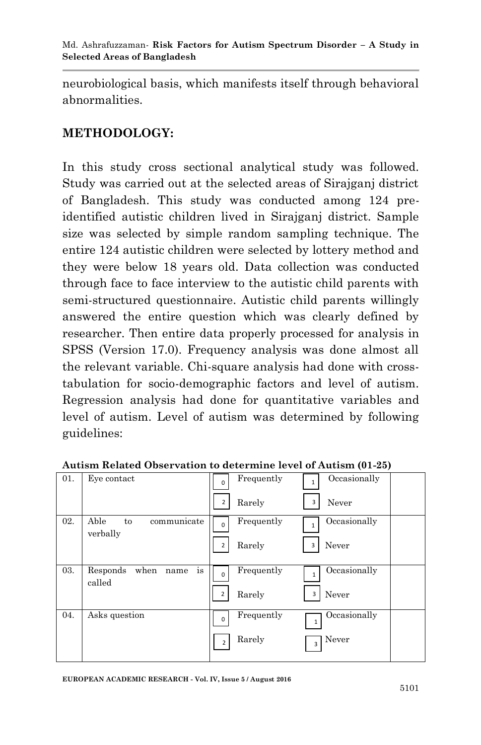neurobiological basis, which manifests itself through behavioral abnormalities.

## METHODOLOGY:

In this study cross sectional analytical study was followed. Study was carried out at the selected areas of Sirajganj district of Bangladesh. This study was conducted among 124 pre-identified autistic children lived in Sirajganj district. Sample size was selected by simple random sampling technique. The entire 124 autistic children were selected by lottery method and they were below 18 years old. Data collection was conducted through face to face interview to the autistic child parents with semi-structured questionnaire. Autistic child parents willingly answered the entire question which was clearly defined by researcher. Then entire data properly processed for analysis in SPSS (Version 17.0). Frequency analysis was done almost all the relevant variable. Chi-square analysis had done with cross-tabulation for socio-demographic factors and level of autism. Regression analysis had done for quantitative variables and level of autism. Level of autism was determined by following guidelines:

**Autism Related Observation to determine level of Autism (01-25)**

| | | | |
|---|---|---|---|
| 01. | Eye contact | 0 Frequently; 1 Occasionally; 2 Rarely; 3 Never | |
| 02. | Able to communicate verbally | 0 Frequently; 1 Occasionally; 2 Rarely; 3 Never | |
| 03. | Responds when name is called | 0 Frequently; 1 Occasionally; 2 Rarely; 3 Never | |
| 04. | Asks question | 0 Frequently; 1 Occasionally; 2 Rarely; 3 Never | |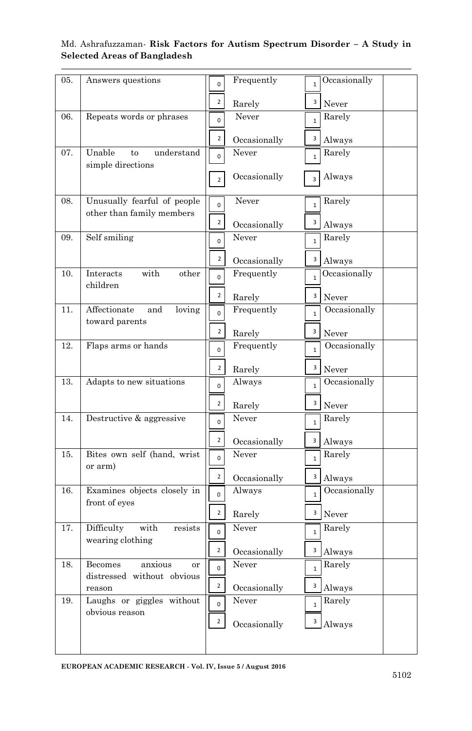| 05. | Answers questions | 0 Frequently | 1 Occasionally | |
|---|---|---|---|---|
| | | 2 Rarely | 3 Never | |
| 06. | Repeats words or phrases | 0 Never | 1 Rarely | |
| | | 2 Occasionally | 3 Always | |
| 07. | Unable to understand simple directions | 0 Never | 1 Rarely | |
| | | 2 Occasionally | 3 Always | |
| 08. | Unusually fearful of people other than family members | 0 Never | 1 Rarely | |
| | | 2 Occasionally | 3 Always | |
| 09. | Self smiling | 0 Never | 1 Rarely | |
| | | 2 Occasionally | 3 Always | |
| 10. | Interacts with other children | 0 Frequently | 1 Occasionally | |
| | | 2 Rarely | 3 Never | |
| 11. | Affectionate and loving toward parents | 0 Frequently | 1 Occasionally | |
| | | 2 Rarely | 3 Never | |
| 12. | Flaps arms or hands | 0 Frequently | 1 Occasionally | |
| | | 2 Rarely | 3 Never | |
| 13. | Adapts to new situations | 0 Always | 1 Occasionally | |
| | | 2 Rarely | 3 Never | |
| 14. | Destructive & aggressive | 0 Never | 1 Rarely | |
| | | 2 Occasionally | 3 Always | |
| 15. | Bites own self (hand, wrist or arm) | 0 Never | 1 Rarely | |
| | | 2 Occasionally | 3 Always | |
| 16. | Examines objects closely in front of eyes | 0 Always | 1 Occasionally | |
| | | 2 Rarely | 3 Never | |
| 17. | Difficulty with resists wearing clothing | 0 Never | 1 Rarely | |
| | | 2 Occasionally | 3 Always | |
| 18. | Becomes anxious or distressed without obvious reason | 0 Never | 1 Rarely | |
| | | 2 Occasionally | 3 Always | |
| 19. | Laughs or giggles without obvious reason | 0 Never | 1 Rarely | |
| | | 2 Occasionally | 3 Always | |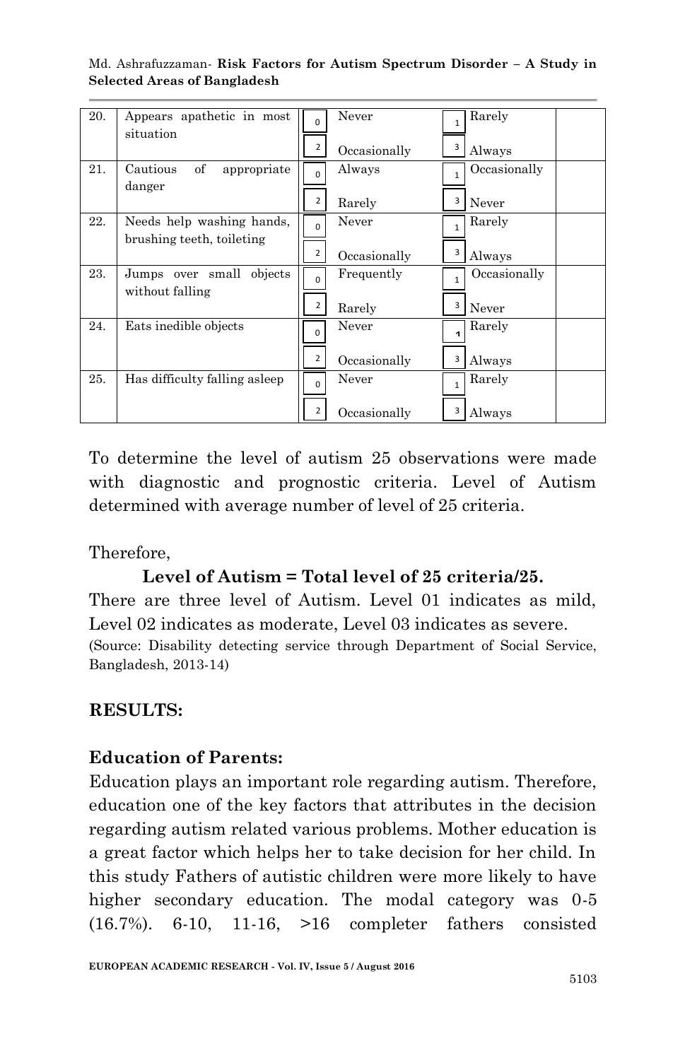| | | | | |
|---|---|---|---|---|
| 20. | Appears apathetic in most situation | 0 Never<br>2 Occasionally | 1 Rarely<br>3 Always | |
| 21. | Cautious of appropriate danger | 0 Always<br>2 Rarely | 1 Occasionally<br>3 Never | |
| 22. | Needs help washing hands, brushing teeth, toileting | 0 Never<br>2 Occasionally | 1 Rarely<br>3 Always | |
| 23. | Jumps over small objects without falling | 0 Frequently<br>2 Rarely | 1 Occasionally<br>3 Never | |
| 24. | Eats inedible objects | 0 Never<br>2 Occasionally | 1 Rarely<br>3 Always | |
| 25. | Has difficulty falling asleep | 0 Never<br>2 Occasionally | 1 Rarely<br>3 Always | |

To determine the level of autism 25 observations were made with diagnostic and prognostic criteria. Level of Autism determined with average number of level of 25 criteria.

Therefore,

**Level of Autism = Total level of 25 criteria/25.**

There are three level of Autism. Level 01 indicates as mild, Level 02 indicates as moderate, Level 03 indicates as severe.

(Source: Disability detecting service through Department of Social Service, Bangladesh, 2013-14)

## RESULTS:

### Education of Parents:

Education plays an important role regarding autism. Therefore, education one of the key factors that attributes in the decision regarding autism related various problems. Mother education is a great factor which helps her to take decision for her child. In this study Fathers of autistic children were more likely to have higher secondary education. The modal category was 0-5 (16.7%). 6-10, 11-16, >16 completer fathers consisted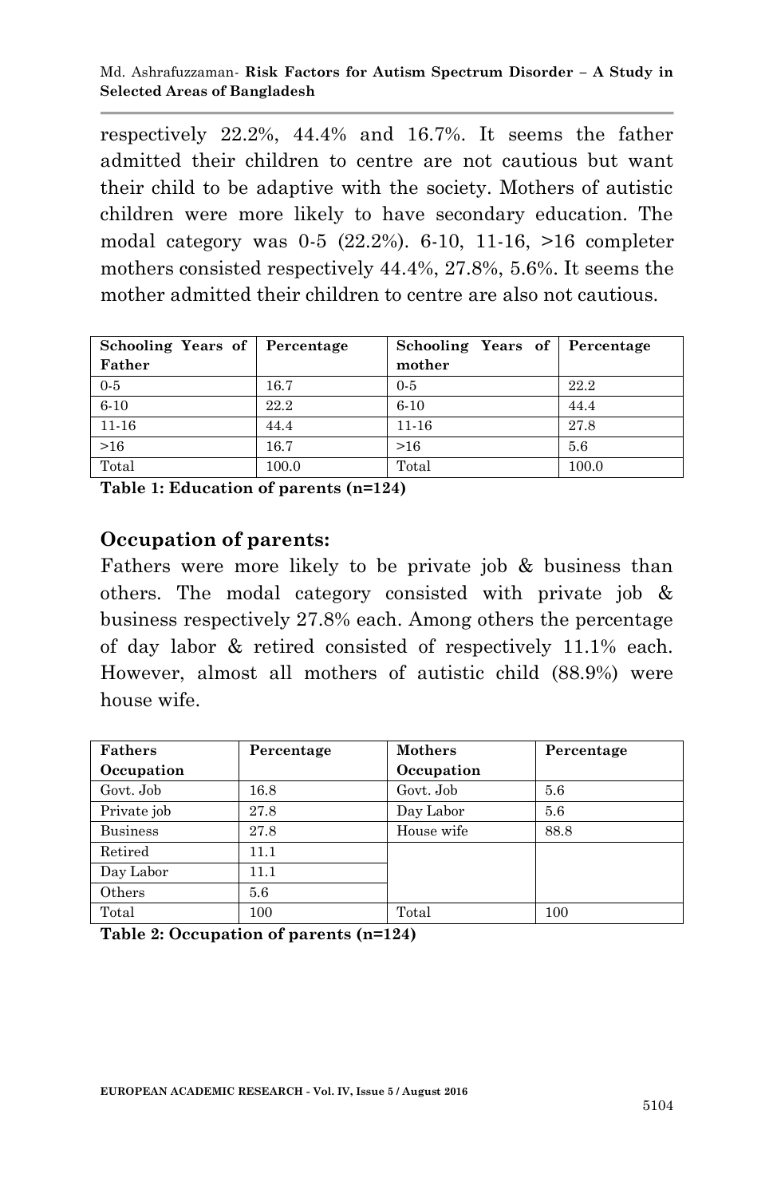respectively 22.2%, 44.4% and 16.7%. It seems the father admitted their children to centre are not cautious but want their child to be adaptive with the society. Mothers of autistic children were more likely to have secondary education. The modal category was 0-5 (22.2%). 6-10, 11-16, >16 completer mothers consisted respectively 44.4%, 27.8%, 5.6%. It seems the mother admitted their children to centre are also not cautious.

| Schooling Years of Father | Percentage | Schooling Years of mother | Percentage |
|---|---|---|---|
| 0-5 | 16.7 | 0-5 | 22.2 |
| 6-10 | 22.2 | 6-10 | 44.4 |
| 11-16 | 44.4 | 11-16 | 27.8 |
| >16 | 16.7 | >16 | 5.6 |
| Total | 100.0 | Total | 100.0 |

**Table 1: Education of parents (n=124)**

### Occupation of parents:

Fathers were more likely to be private job & business than others. The modal category consisted with private job & business respectively 27.8% each. Among others the percentage of day labor & retired consisted of respectively 11.1% each. However, almost all mothers of autistic child (88.9%) were house wife.

| Fathers Occupation | Percentage | Mothers Occupation | Percentage |
|---|---|---|---|
| Govt. Job | 16.8 | Govt. Job | 5.6 |
| Private job | 27.8 | Day Labor | 5.6 |
| Business | 27.8 | House wife | 88.8 |
| Retired | 11.1 | | |
| Day Labor | 11.1 | | |
| Others | 5.6 | | |
| Total | 100 | Total | 100 |

**Table 2: Occupation of parents (n=124)**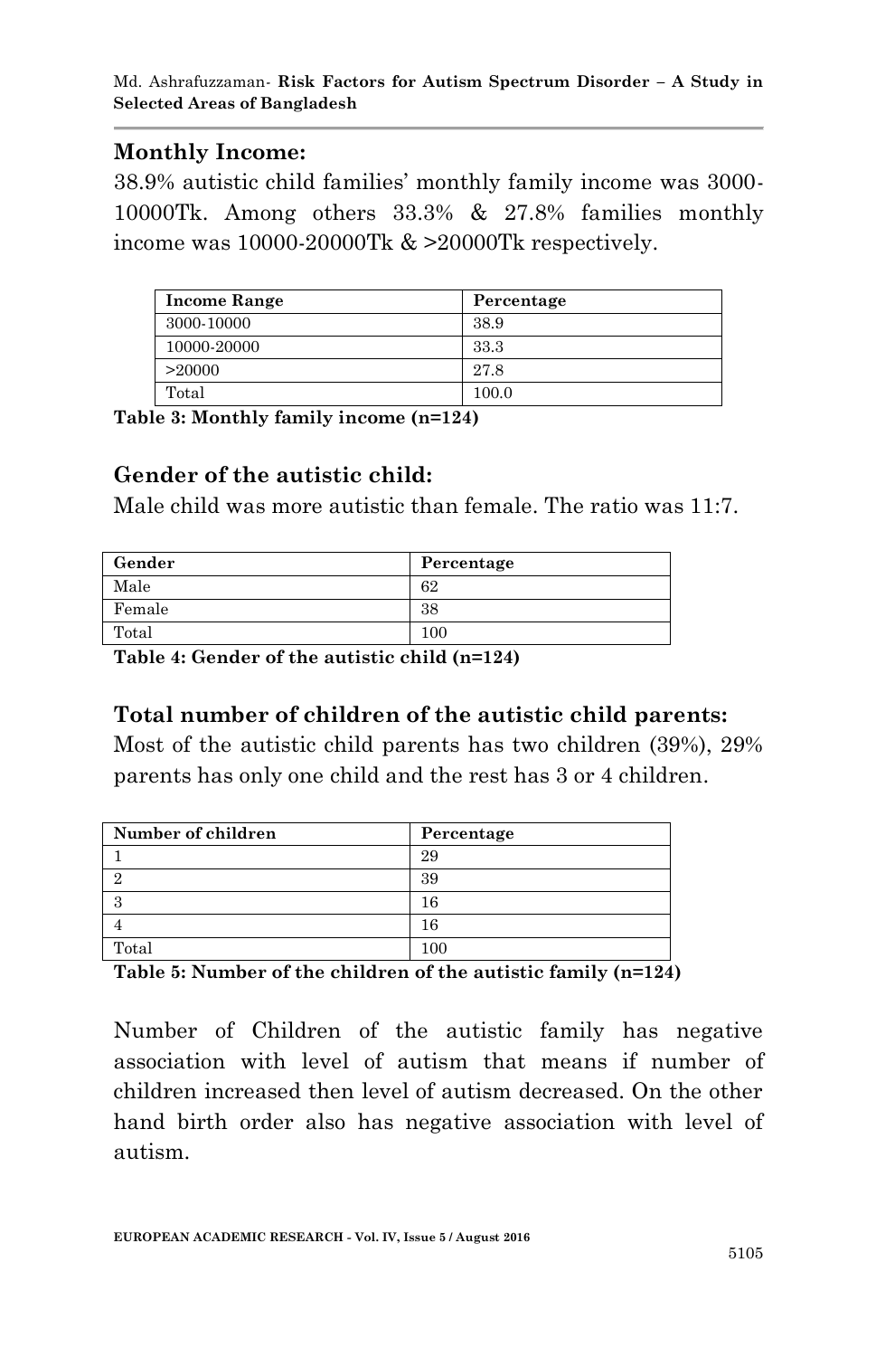## Monthly Income:

38.9% autistic child families' monthly family income was 3000-10000Tk. Among others 33.3% & 27.8% families monthly income was 10000-20000Tk & >20000Tk respectively.

| Income Range | Percentage |
|---|---|
| 3000-10000 | 38.9 |
| 10000-20000 | 33.3 |
| >20000 | 27.8 |
| Total | 100.0 |

**Table 3: Monthly family income (n=124)**

## Gender of the autistic child:

Male child was more autistic than female. The ratio was 11:7.

| Gender | Percentage |
|---|---|
| Male | 62 |
| Female | 38 |
| Total | 100 |

**Table 4: Gender of the autistic child (n=124)**

## Total number of children of the autistic child parents:

Most of the autistic child parents has two children (39%), 29% parents has only one child and the rest has 3 or 4 children.

| Number of children | Percentage |
|---|---|
| 1 | 29 |
| 2 | 39 |
| 3 | 16 |
| 4 | 16 |
| Total | 100 |

**Table 5: Number of the children of the autistic family (n=124)**

Number of Children of the autistic family has negative association with level of autism that means if number of children increased then level of autism decreased. On the other hand birth order also has negative association with level of autism.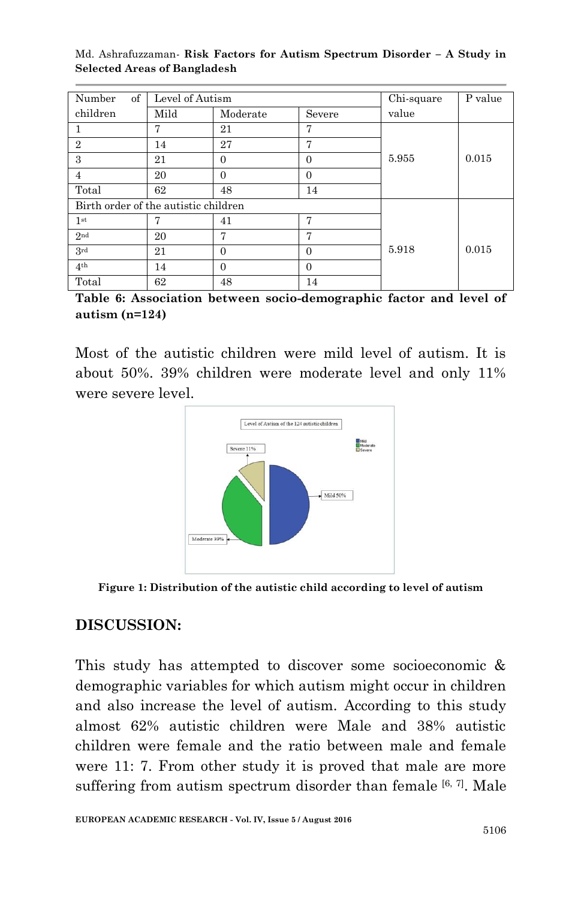| Number of children | Level of Autism | | | Chi-square value | P value |
|---|---|---|---|---|---|
| | Mild | Moderate | Severe | | |
| 1 | 7 | 21 | 7 | 5.955 | 0.015 |
| 2 | 14 | 27 | 7 | | |
| 3 | 21 | 0 | 0 | | |
| 4 | 20 | 0 | 0 | | |
| Total | 62 | 48 | 14 | | |
| Birth order of the autistic children | | | | 5.918 | 0.015 |
| 1st | 7 | 41 | 7 | | |
| 2nd | 20 | 7 | 7 | | |
| 3rd | 21 | 0 | 0 | | |
| 4th | 14 | 0 | 0 | | |
| Total | 62 | 48 | 14 | | |

**Table 6: Association between socio-demographic factor and level of autism (n=124)**

Most of the autistic children were mild level of autism. It is about 50%. 39% children were moderate level and only 11% were severe level.

**Figure 1: Distribution of the autistic child according to level of autism**

## DISCUSSION:

This study has attempted to discover some socioeconomic & demographic variables for which autism might occur in children and also increase the level of autism. According to this study almost 62% autistic children were Male and 38% autistic children were female and the ratio between male and female were 11: 7. From other study it is proved that male are more suffering from autism spectrum disorder than female [6, 7]. Male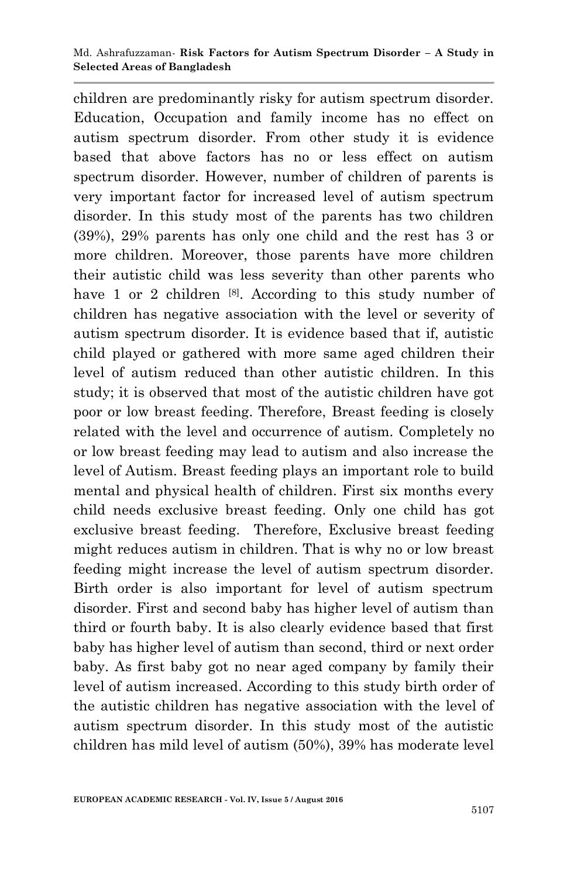children are predominantly risky for autism spectrum disorder. Education, Occupation and family income has no effect on autism spectrum disorder. From other study it is evidence based that above factors has no or less effect on autism spectrum disorder. However, number of children of parents is very important factor for increased level of autism spectrum disorder. In this study most of the parents has two children (39%), 29% parents has only one child and the rest has 3 or more children. Moreover, those parents have more children their autistic child was less severity than other parents who have 1 or 2 children [8]. According to this study number of children has negative association with the level or severity of autism spectrum disorder. It is evidence based that if, autistic child played or gathered with more same aged children their level of autism reduced than other autistic children. In this study; it is observed that most of the autistic children have got poor or low breast feeding. Therefore, Breast feeding is closely related with the level and occurrence of autism. Completely no or low breast feeding may lead to autism and also increase the level of Autism. Breast feeding plays an important role to build mental and physical health of children. First six months every child needs exclusive breast feeding. Only one child has got exclusive breast feeding. Therefore, Exclusive breast feeding might reduces autism in children. That is why no or low breast feeding might increase the level of autism spectrum disorder. Birth order is also important for level of autism spectrum disorder. First and second baby has higher level of autism than third or fourth baby. It is also clearly evidence based that first baby has higher level of autism than second, third or next order baby. As first baby got no near aged company by family their level of autism increased. According to this study birth order of the autistic children has negative association with the level of autism spectrum disorder. In this study most of the autistic children has mild level of autism (50%), 39% has moderate level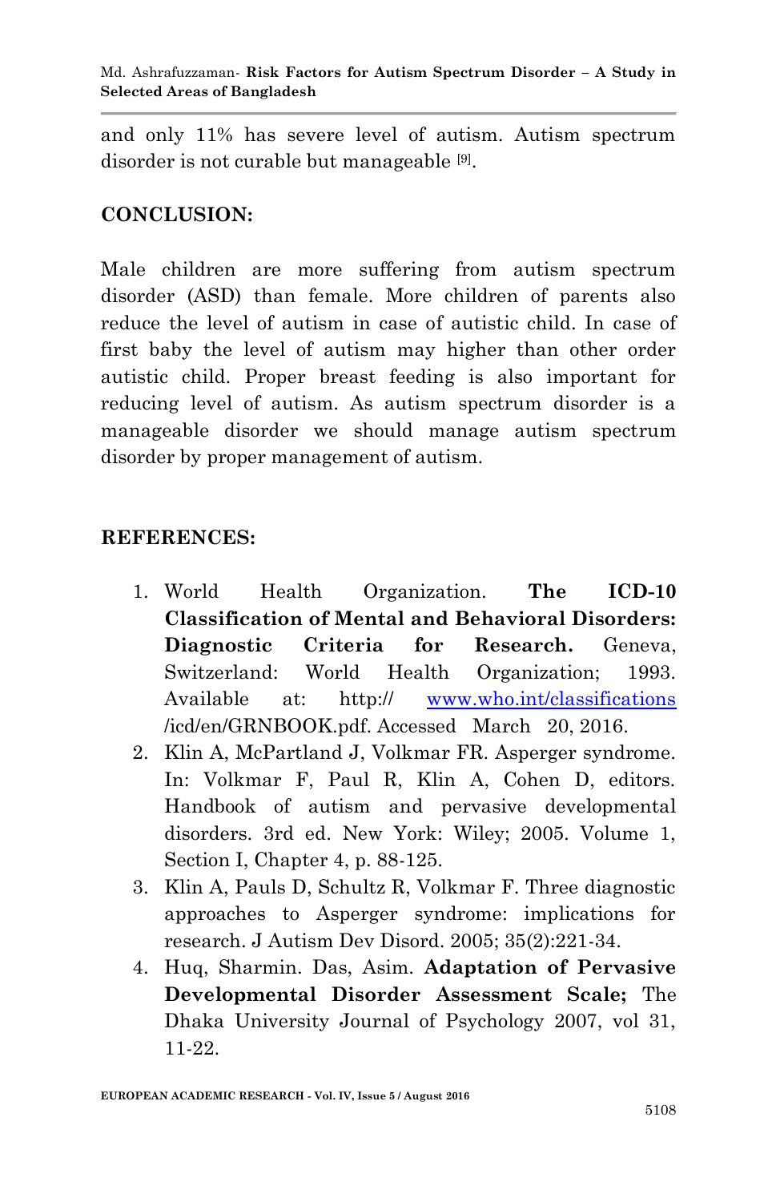and only 11% has severe level of autism. Autism spectrum disorder is not curable but manageable [9].

## CONCLUSION:

Male children are more suffering from autism spectrum disorder (ASD) than female. More children of parents also reduce the level of autism in case of autistic child. In case of first baby the level of autism may higher than other order autistic child. Proper breast feeding is also important for reducing level of autism. As autism spectrum disorder is a manageable disorder we should manage autism spectrum disorder by proper management of autism.

## REFERENCES:

1. World Health Organization. **The ICD-10 Classification of Mental and Behavioral Disorders: Diagnostic Criteria for Research.** Geneva, Switzerland: World Health Organization; 1993. Available at: http:// www.who.int/classifications /icd/en/GRNBOOK.pdf. Accessed March 20, 2016.
2. Klin A, McPartland J, Volkmar FR. Asperger syndrome. In: Volkmar F, Paul R, Klin A, Cohen D, editors. Handbook of autism and pervasive developmental disorders. 3rd ed. New York: Wiley; 2005. Volume 1, Section I, Chapter 4, p. 88-125.
3. Klin A, Pauls D, Schultz R, Volkmar F. Three diagnostic approaches to Asperger syndrome: implications for research. J Autism Dev Disord. 2005; 35(2):221-34.
4. Huq, Sharmin. Das, Asim. **Adaptation of Pervasive Developmental Disorder Assessment Scale;** The Dhaka University Journal of Psychology 2007, vol 31, 11-22.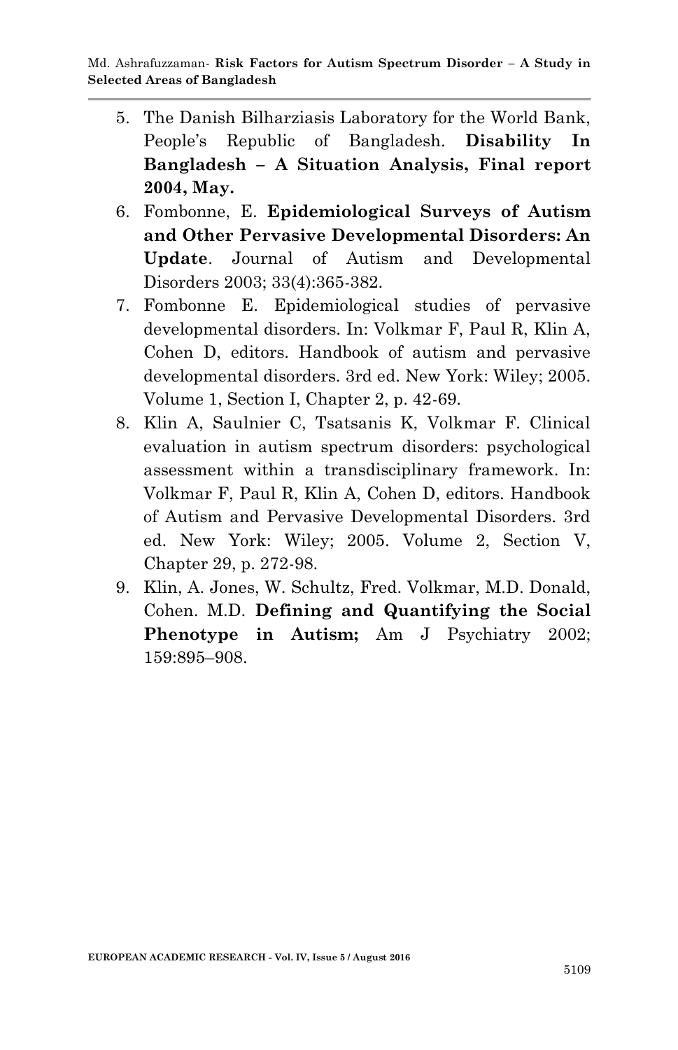5. The Danish Bilharziasis Laboratory for the World Bank, People's Republic of Bangladesh. **Disability In Bangladesh – A Situation Analysis, Final report 2004, May.**
6. Fombonne, E. **Epidemiological Surveys of Autism and Other Pervasive Developmental Disorders: An Update**. Journal of Autism and Developmental Disorders 2003; 33(4):365-382.
7. Fombonne E. Epidemiological studies of pervasive developmental disorders. In: Volkmar F, Paul R, Klin A, Cohen D, editors. Handbook of autism and pervasive developmental disorders. 3rd ed. New York: Wiley; 2005. Volume 1, Section I, Chapter 2, p. 42-69.
8. Klin A, Saulnier C, Tsatsanis K, Volkmar F. Clinical evaluation in autism spectrum disorders: psychological assessment within a transdisciplinary framework. In: Volkmar F, Paul R, Klin A, Cohen D, editors. Handbook of Autism and Pervasive Developmental Disorders. 3rd ed. New York: Wiley; 2005. Volume 2, Section V, Chapter 29, p. 272-98.
9. Klin, A. Jones, W. Schultz, Fred. Volkmar, M.D. Donald, Cohen. M.D. **Defining and Quantifying the Social Phenotype in Autism;** Am J Psychiatry 2002; 159:895–908.